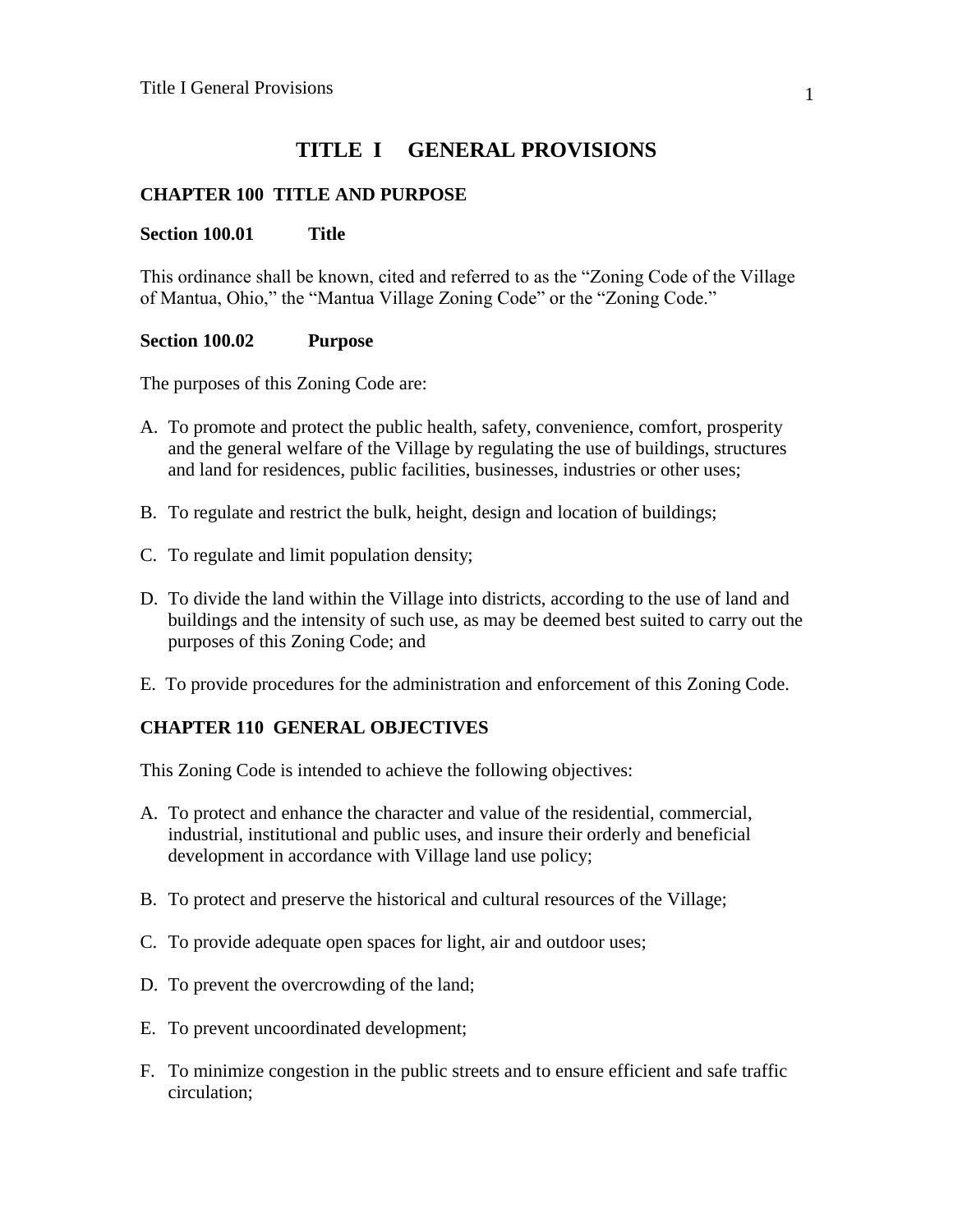# TITLE I GENERAL PROVISIONS

## CHAPTER 100 TITLE AND PURPOSE

### Section 100.01 Title

This ordinance shall be known, cited and referred to as the "Zoning Code of the Village of Mantua, Ohio," the "Mantua Village Zoning Code" or the "Zoning Code."

### Section 100.02 Purpose

The purposes of this Zoning Code are:

A. To promote and protect the public health, safety, convenience, comfort, prosperity and the general welfare of the Village by regulating the use of buildings, structures and land for residences, public facilities, businesses, industries or other uses;

B. To regulate and restrict the bulk, height, design and location of buildings;

C. To regulate and limit population density;

D. To divide the land within the Village into districts, according to the use of land and buildings and the intensity of such use, as may be deemed best suited to carry out the purposes of this Zoning Code; and

E. To provide procedures for the administration and enforcement of this Zoning Code.

## CHAPTER 110 GENERAL OBJECTIVES

This Zoning Code is intended to achieve the following objectives:

A. To protect and enhance the character and value of the residential, commercial, industrial, institutional and public uses, and insure their orderly and beneficial development in accordance with Village land use policy;

B. To protect and preserve the historical and cultural resources of the Village;

C. To provide adequate open spaces for light, air and outdoor uses;

D. To prevent the overcrowding of the land;

E. To prevent uncoordinated development;

F. To minimize congestion in the public streets and to ensure efficient and safe traffic circulation;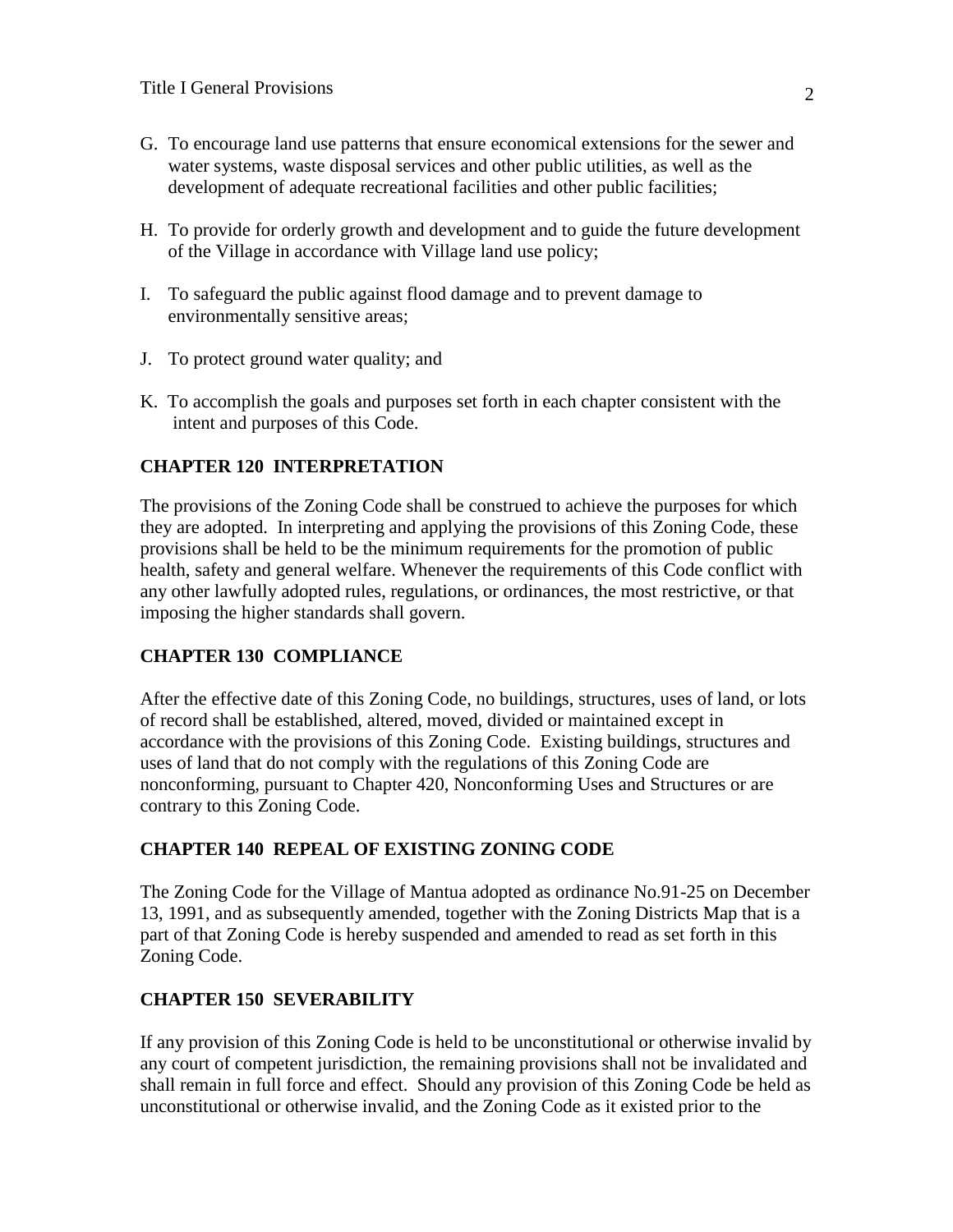G. To encourage land use patterns that ensure economical extensions for the sewer and water systems, waste disposal services and other public utilities, as well as the development of adequate recreational facilities and other public facilities;

H. To provide for orderly growth and development and to guide the future development of the Village in accordance with Village land use policy;

I. To safeguard the public against flood damage and to prevent damage to environmentally sensitive areas;

J. To protect ground water quality; and

K. To accomplish the goals and purposes set forth in each chapter consistent with the intent and purposes of this Code.

## CHAPTER 120 INTERPRETATION

The provisions of the Zoning Code shall be construed to achieve the purposes for which they are adopted. In interpreting and applying the provisions of this Zoning Code, these provisions shall be held to be the minimum requirements for the promotion of public health, safety and general welfare. Whenever the requirements of this Code conflict with any other lawfully adopted rules, regulations, or ordinances, the most restrictive, or that imposing the higher standards shall govern.

## CHAPTER 130 COMPLIANCE

After the effective date of this Zoning Code, no buildings, structures, uses of land, or lots of record shall be established, altered, moved, divided or maintained except in accordance with the provisions of this Zoning Code. Existing buildings, structures and uses of land that do not comply with the regulations of this Zoning Code are nonconforming, pursuant to Chapter 420, Nonconforming Uses and Structures or are contrary to this Zoning Code.

## CHAPTER 140 REPEAL OF EXISTING ZONING CODE

The Zoning Code for the Village of Mantua adopted as ordinance No.91-25 on December 13, 1991, and as subsequently amended, together with the Zoning Districts Map that is a part of that Zoning Code is hereby suspended and amended to read as set forth in this Zoning Code.

## CHAPTER 150 SEVERABILITY

If any provision of this Zoning Code is held to be unconstitutional or otherwise invalid by any court of competent jurisdiction, the remaining provisions shall not be invalidated and shall remain in full force and effect. Should any provision of this Zoning Code be held as unconstitutional or otherwise invalid, and the Zoning Code as it existed prior to the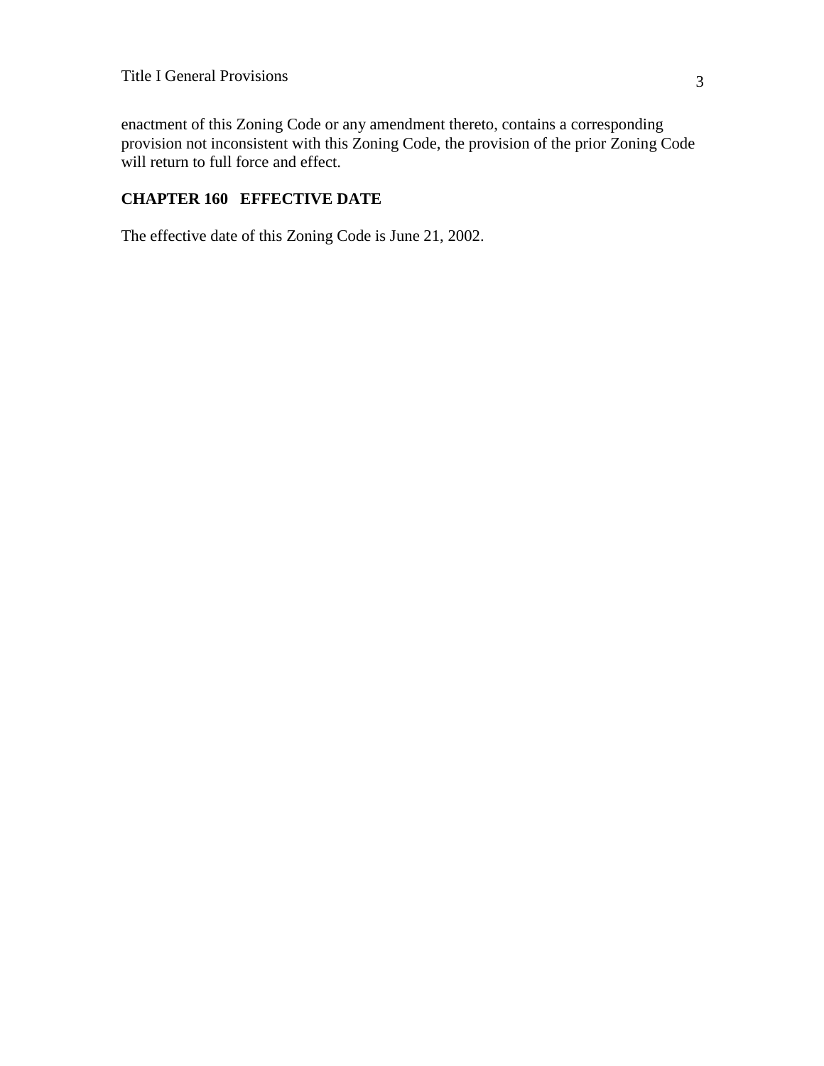enactment of this Zoning Code or any amendment thereto, contains a corresponding provision not inconsistent with this Zoning Code, the provision of the prior Zoning Code will return to full force and effect.

## CHAPTER 160 EFFECTIVE DATE

The effective date of this Zoning Code is June 21, 2002.